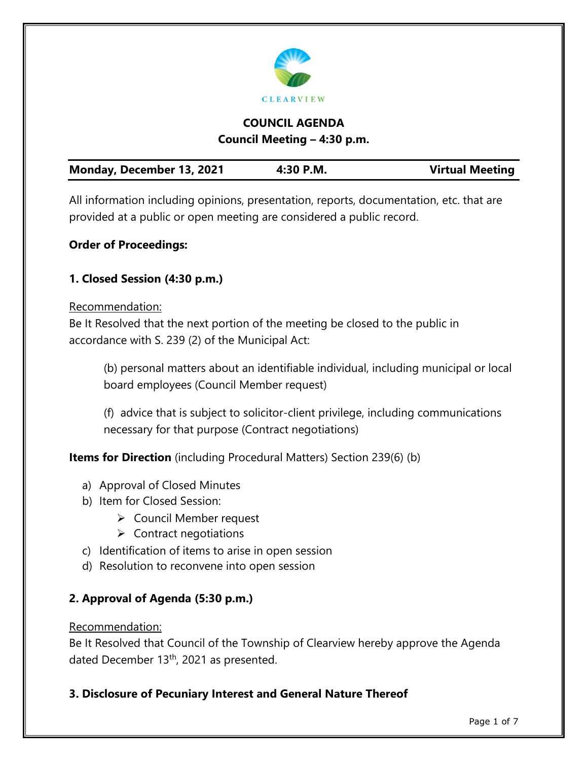CLEARVIEW

# COUNCIL AGENDA

## Council Meeting – 4:30 p.m.

| Monday, December 13, 2021 | 4:30 P.M. | Virtual Meeting |
|---|---|---|

All information including opinions, presentation, reports, documentation, etc. that are provided at a public or open meeting are considered a public record.

**Order of Proceedings:**

### 1. Closed Session (4:30 p.m.)

Recommendation:
Be It Resolved that the next portion of the meeting be closed to the public in accordance with S. 239 (2) of the Municipal Act:

> (b) personal matters about an identifiable individual, including municipal or local board employees (Council Member request)
>
> (f) advice that is subject to solicitor-client privilege, including communications necessary for that purpose (Contract negotiations)

**Items for Direction** (including Procedural Matters) Section 239(6) (b)

a) Approval of Closed Minutes
b) Item for Closed Session:
   - Council Member request
   - Contract negotiations
c) Identification of items to arise in open session
d) Resolution to reconvene into open session

### 2. Approval of Agenda (5:30 p.m.)

Recommendation:
Be It Resolved that Council of the Township of Clearview hereby approve the Agenda dated December 13th, 2021 as presented.

### 3. Disclosure of Pecuniary Interest and General Nature Thereof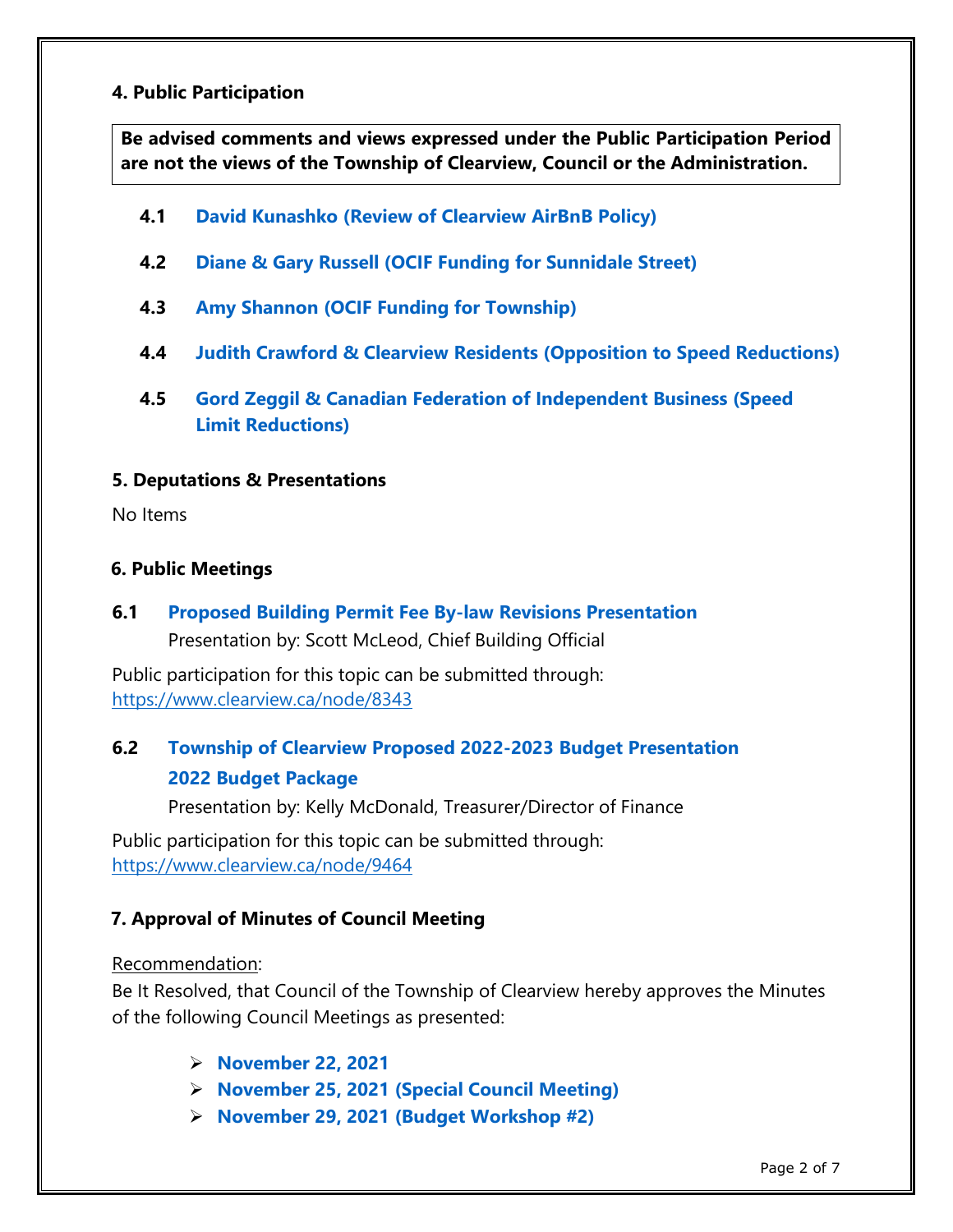## 4. Public Participation

**Be advised comments and views expressed under the Public Participation Period are not the views of the Township of Clearview, Council or the Administration.**

**4.1 David Kunashko (Review of Clearview AirBnB Policy)**

**4.2 Diane & Gary Russell (OCIF Funding for Sunnidale Street)**

**4.3 Amy Shannon (OCIF Funding for Township)**

**4.4 Judith Crawford & Clearview Residents (Opposition to Speed Reductions)**

**4.5 Gord Zeggil & Canadian Federation of Independent Business (Speed Limit Reductions)**

## 5. Deputations & Presentations

No Items

## 6. Public Meetings

**6.1 Proposed Building Permit Fee By-law Revisions Presentation**

Presentation by: Scott McLeod, Chief Building Official

Public participation for this topic can be submitted through: https://www.clearview.ca/node/8343

**6.2 Township of Clearview Proposed 2022-2023 Budget Presentation**

**2022 Budget Package**

Presentation by: Kelly McDonald, Treasurer/Director of Finance

Public participation for this topic can be submitted through: https://www.clearview.ca/node/9464

## 7. Approval of Minutes of Council Meeting

Recommendation:
Be It Resolved, that Council of the Township of Clearview hereby approves the Minutes of the following Council Meetings as presented:

- **November 22, 2021**
- **November 25, 2021 (Special Council Meeting)**
- **November 29, 2021 (Budget Workshop #2)**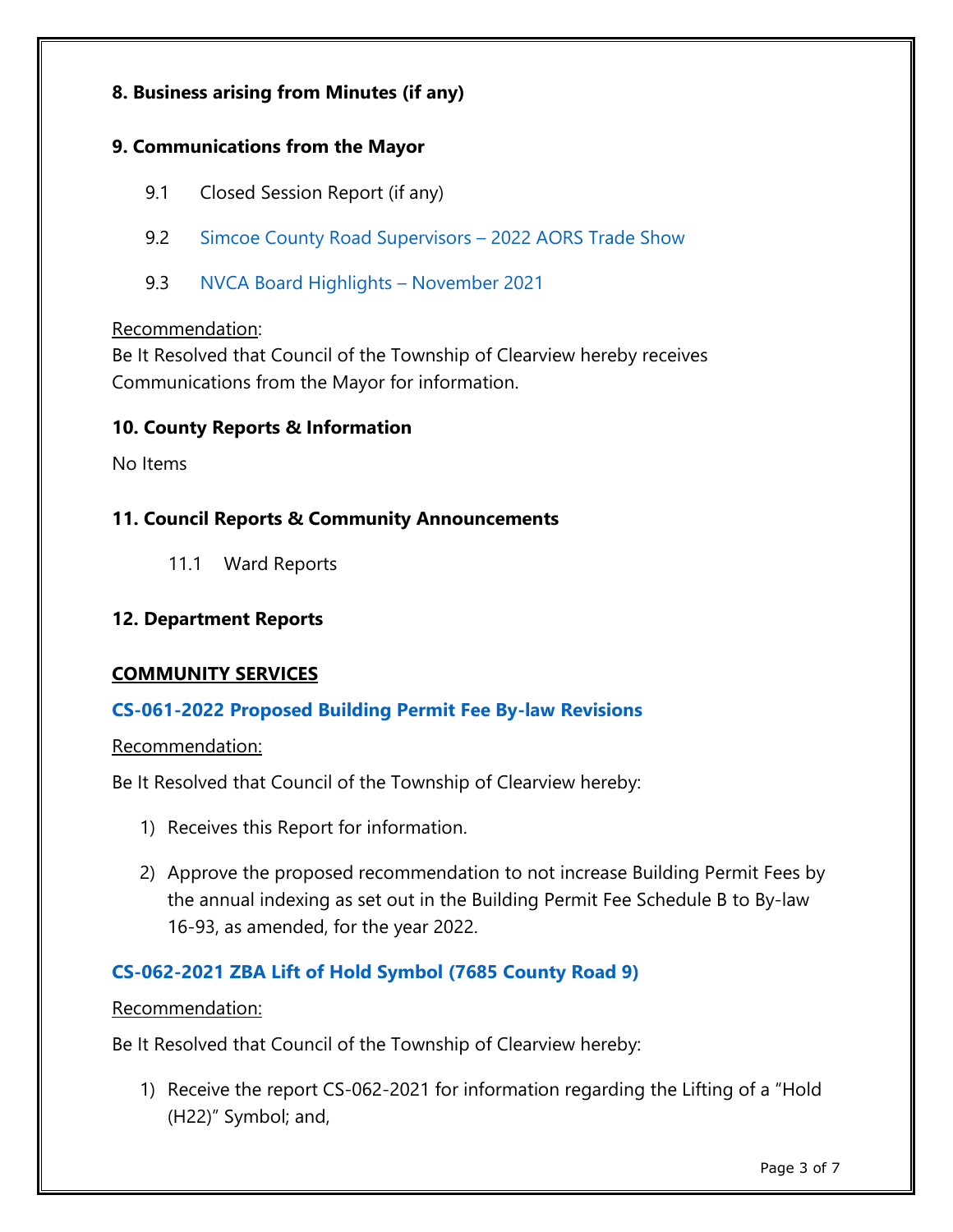**8. Business arising from Minutes (if any)**

**9. Communications from the Mayor**

9.1 Closed Session Report (if any)

9.2 Simcoe County Road Supervisors – 2022 AORS Trade Show

9.3 NVCA Board Highlights – November 2021

Recommendation:
Be It Resolved that Council of the Township of Clearview hereby receives Communications from the Mayor for information.

**10. County Reports & Information**

No Items

**11. Council Reports & Community Announcements**

11.1 Ward Reports

**12. Department Reports**

**COMMUNITY SERVICES**

**CS-061-2022 Proposed Building Permit Fee By-law Revisions**

Recommendation:

Be It Resolved that Council of the Township of Clearview hereby:

1) Receives this Report for information.
2) Approve the proposed recommendation to not increase Building Permit Fees by the annual indexing as set out in the Building Permit Fee Schedule B to By-law 16-93, as amended, for the year 2022.

**CS-062-2021 ZBA Lift of Hold Symbol (7685 County Road 9)**

Recommendation:

Be It Resolved that Council of the Township of Clearview hereby:

1) Receive the report CS-062-2021 for information regarding the Lifting of a "Hold (H22)" Symbol; and,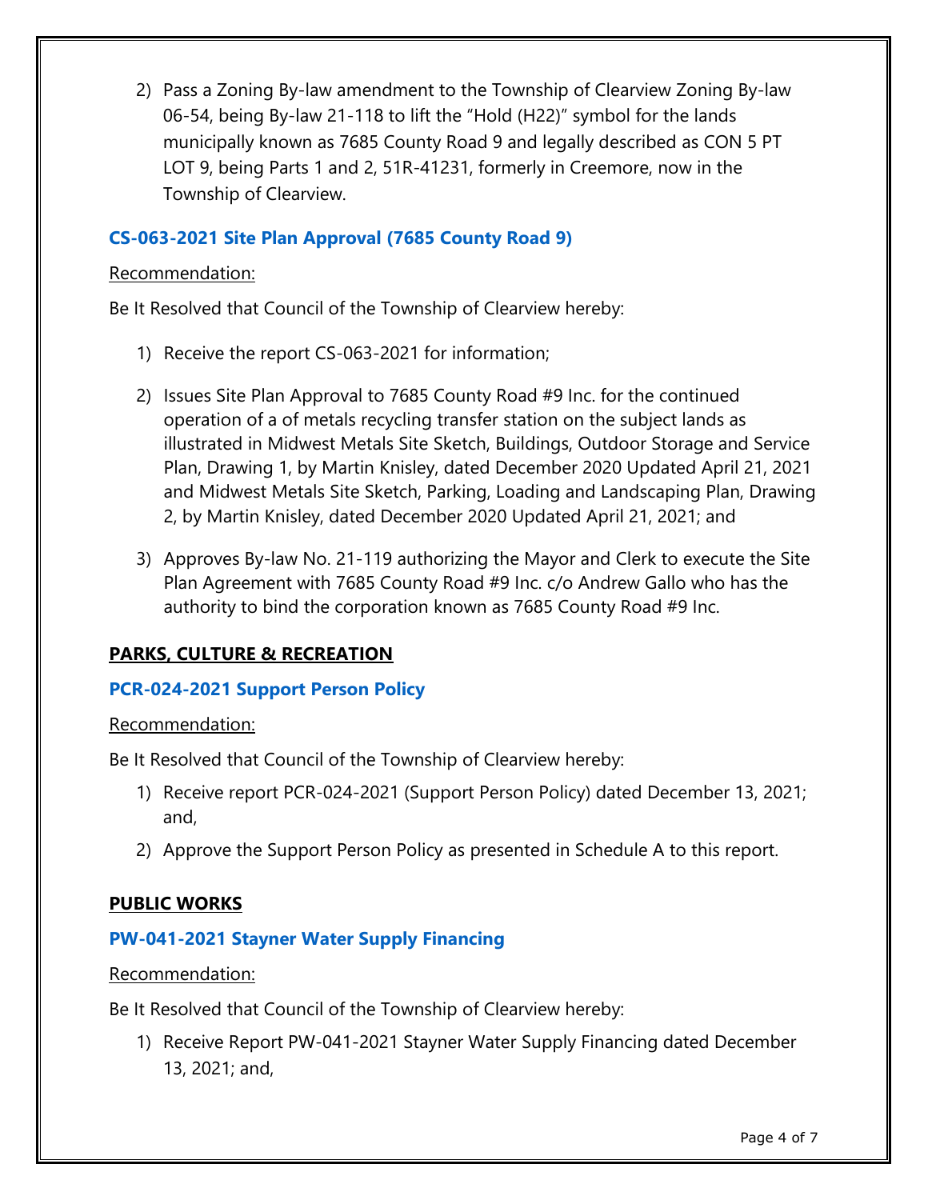2) Pass a Zoning By-law amendment to the Township of Clearview Zoning By-law 06-54, being By-law 21-118 to lift the "Hold (H22)" symbol for the lands municipally known as 7685 County Road 9 and legally described as CON 5 PT LOT 9, being Parts 1 and 2, 51R-41231, formerly in Creemore, now in the Township of Clearview.

### CS-063-2021 Site Plan Approval (7685 County Road 9)

Recommendation:

Be It Resolved that Council of the Township of Clearview hereby:

1) Receive the report CS-063-2021 for information;

2) Issues Site Plan Approval to 7685 County Road #9 Inc. for the continued operation of a of metals recycling transfer station on the subject lands as illustrated in Midwest Metals Site Sketch, Buildings, Outdoor Storage and Service Plan, Drawing 1, by Martin Knisley, dated December 2020 Updated April 21, 2021 and Midwest Metals Site Sketch, Parking, Loading and Landscaping Plan, Drawing 2, by Martin Knisley, dated December 2020 Updated April 21, 2021; and

3) Approves By-law No. 21-119 authorizing the Mayor and Clerk to execute the Site Plan Agreement with 7685 County Road #9 Inc. c/o Andrew Gallo who has the authority to bind the corporation known as 7685 County Road #9 Inc.

## PARKS, CULTURE & RECREATION

### PCR-024-2021 Support Person Policy

Recommendation:

Be It Resolved that Council of the Township of Clearview hereby:

1) Receive report PCR-024-2021 (Support Person Policy) dated December 13, 2021; and,

2) Approve the Support Person Policy as presented in Schedule A to this report.

## PUBLIC WORKS

### PW-041-2021 Stayner Water Supply Financing

Recommendation:

Be It Resolved that Council of the Township of Clearview hereby:

1) Receive Report PW-041-2021 Stayner Water Supply Financing dated December 13, 2021; and,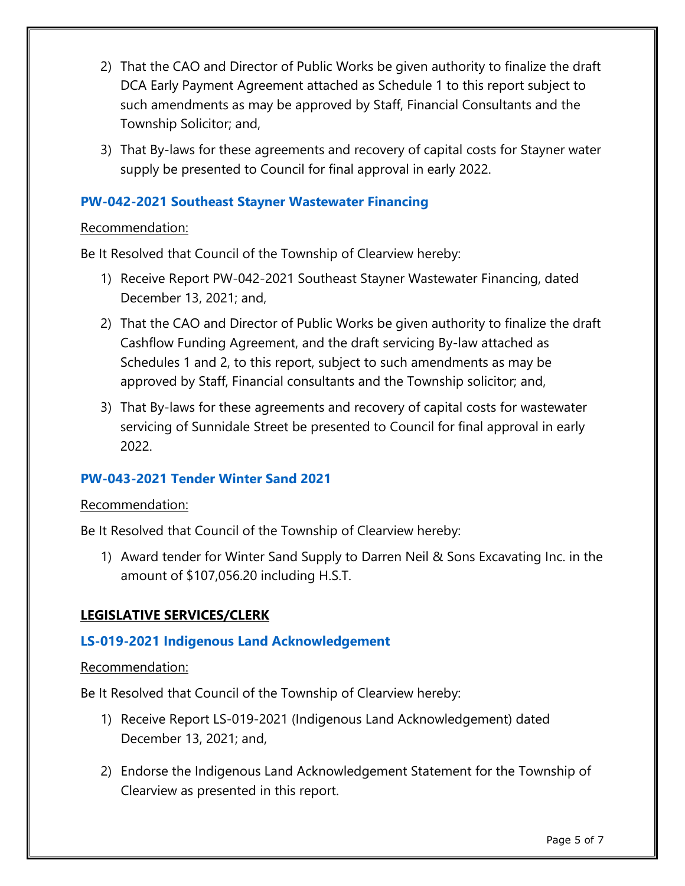2) That the CAO and Director of Public Works be given authority to finalize the draft DCA Early Payment Agreement attached as Schedule 1 to this report subject to such amendments as may be approved by Staff, Financial Consultants and the Township Solicitor; and,

3) That By-laws for these agreements and recovery of capital costs for Stayner water supply be presented to Council for final approval in early 2022.

### PW-042-2021 Southeast Stayner Wastewater Financing

Recommendation:

Be It Resolved that Council of the Township of Clearview hereby:

1) Receive Report PW-042-2021 Southeast Stayner Wastewater Financing, dated December 13, 2021; and,

2) That the CAO and Director of Public Works be given authority to finalize the draft Cashflow Funding Agreement, and the draft servicing By-law attached as Schedules 1 and 2, to this report, subject to such amendments as may be approved by Staff, Financial consultants and the Township solicitor; and,

3) That By-laws for these agreements and recovery of capital costs for wastewater servicing of Sunnidale Street be presented to Council for final approval in early 2022.

### PW-043-2021 Tender Winter Sand 2021

Recommendation:

Be It Resolved that Council of the Township of Clearview hereby:

1) Award tender for Winter Sand Supply to Darren Neil & Sons Excavating Inc. in the amount of $107,056.20 including H.S.T.

## LEGISLATIVE SERVICES/CLERK

### LS-019-2021 Indigenous Land Acknowledgement

Recommendation:

Be It Resolved that Council of the Township of Clearview hereby:

1) Receive Report LS-019-2021 (Indigenous Land Acknowledgement) dated December 13, 2021; and,

2) Endorse the Indigenous Land Acknowledgement Statement for the Township of Clearview as presented in this report.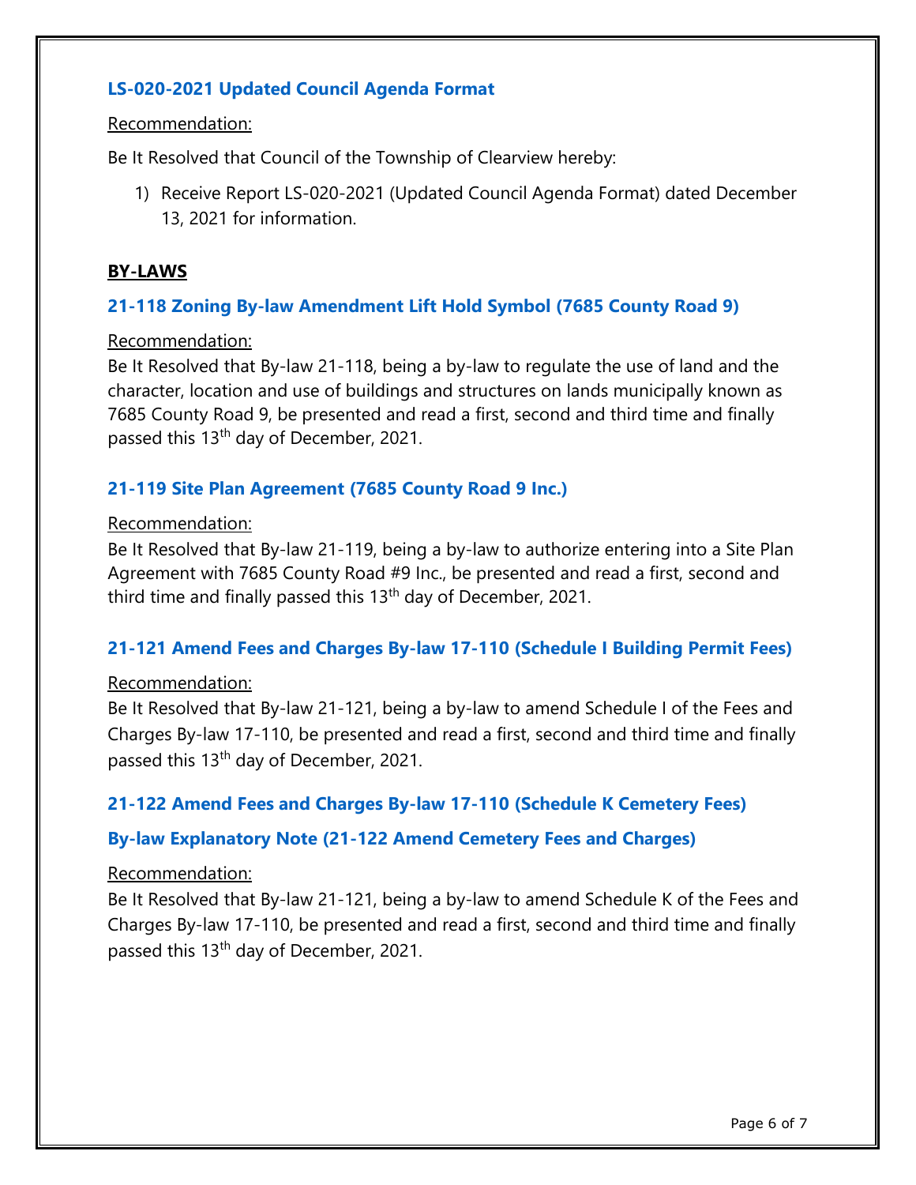### LS-020-2021 Updated Council Agenda Format

Recommendation:

Be It Resolved that Council of the Township of Clearview hereby:

1) Receive Report LS-020-2021 (Updated Council Agenda Format) dated December 13, 2021 for information.

## BY-LAWS

### 21-118 Zoning By-law Amendment Lift Hold Symbol (7685 County Road 9)

Recommendation:

Be It Resolved that By-law 21-118, being a by-law to regulate the use of land and the character, location and use of buildings and structures on lands municipally known as 7685 County Road 9, be presented and read a first, second and third time and finally passed this 13th day of December, 2021.

### 21-119 Site Plan Agreement (7685 County Road 9 Inc.)

Recommendation:

Be It Resolved that By-law 21-119, being a by-law to authorize entering into a Site Plan Agreement with 7685 County Road #9 Inc., be presented and read a first, second and third time and finally passed this 13th day of December, 2021.

### 21-121 Amend Fees and Charges By-law 17-110 (Schedule I Building Permit Fees)

Recommendation:

Be It Resolved that By-law 21-121, being a by-law to amend Schedule I of the Fees and Charges By-law 17-110, be presented and read a first, second and third time and finally passed this 13th day of December, 2021.

### 21-122 Amend Fees and Charges By-law 17-110 (Schedule K Cemetery Fees)

### By-law Explanatory Note (21-122 Amend Cemetery Fees and Charges)

Recommendation:

Be It Resolved that By-law 21-121, being a by-law to amend Schedule K of the Fees and Charges By-law 17-110, be presented and read a first, second and third time and finally passed this 13th day of December, 2021.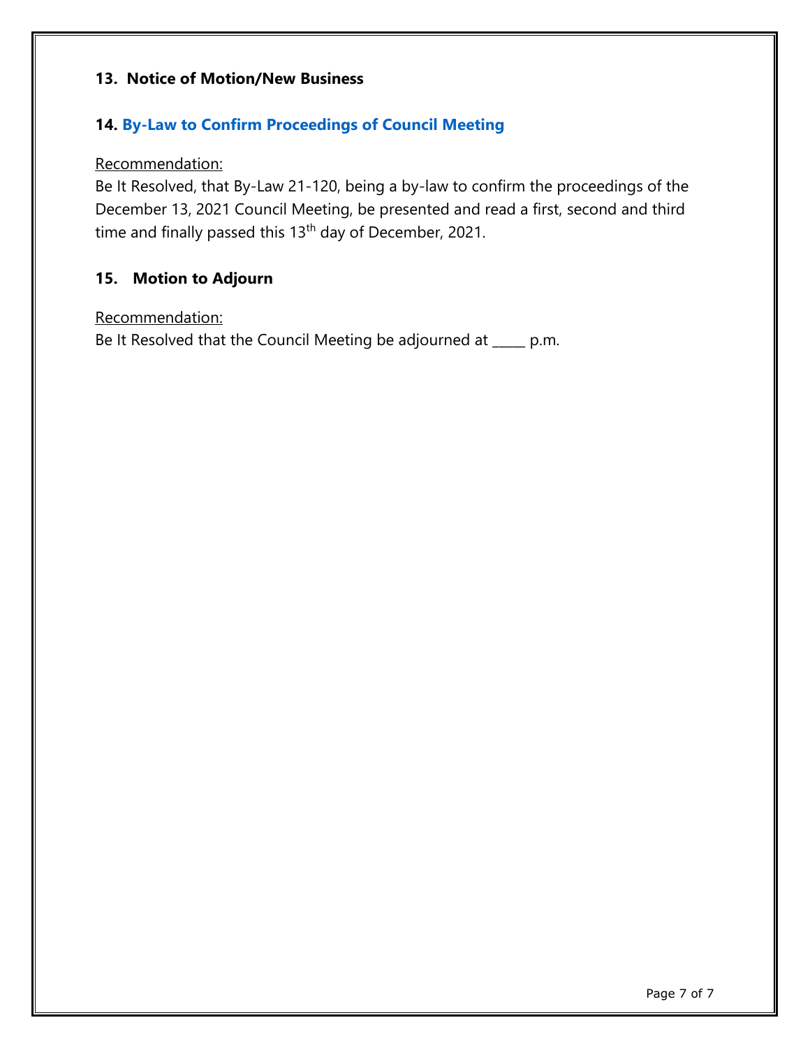## 13. Notice of Motion/New Business

## 14. By-Law to Confirm Proceedings of Council Meeting

Recommendation:

Be It Resolved, that By-Law 21-120, being a by-law to confirm the proceedings of the December 13, 2021 Council Meeting, be presented and read a first, second and third time and finally passed this 13th day of December, 2021.

## 15. Motion to Adjourn

Recommendation:

Be It Resolved that the Council Meeting be adjourned at _____ p.m.